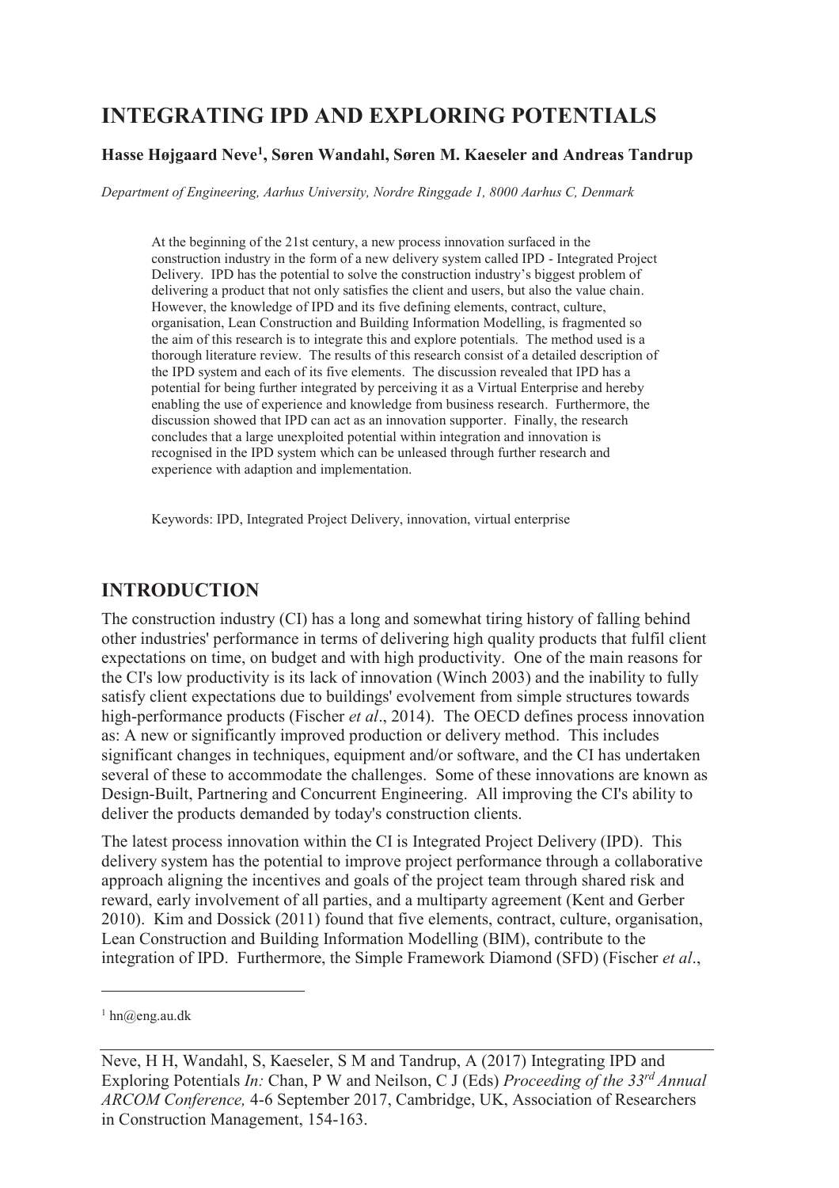# INTEGRATING IPD AND EXPLORING POTENTIALS

**Hasse Højgaard Neve[1], Søren Wandahl, Søren M. Kaeseler and Andreas Tandrup**

*Department of Engineering, Aarhus University, Nordre Ringgade 1, 8000 Aarhus C, Denmark*

At the beginning of the 21st century, a new process innovation surfaced in the construction industry in the form of a new delivery system called IPD - Integrated Project Delivery. IPD has the potential to solve the construction industry's biggest problem of delivering a product that not only satisfies the client and users, but also the value chain. However, the knowledge of IPD and its five defining elements, contract, culture, organisation, Lean Construction and Building Information Modelling, is fragmented so the aim of this research is to integrate this and explore potentials. The method used is a thorough literature review. The results of this research consist of a detailed description of the IPD system and each of its five elements. The discussion revealed that IPD has a potential for being further integrated by perceiving it as a Virtual Enterprise and hereby enabling the use of experience and knowledge from business research. Furthermore, the discussion showed that IPD can act as an innovation supporter. Finally, the research concludes that a large unexploited potential within integration and innovation is recognised in the IPD system which can be unleased through further research and experience with adaption and implementation.

Keywords: IPD, Integrated Project Delivery, innovation, virtual enterprise

## INTRODUCTION

The construction industry (CI) has a long and somewhat tiring history of falling behind other industries' performance in terms of delivering high quality products that fulfil client expectations on time, on budget and with high productivity. One of the main reasons for the CI's low productivity is its lack of innovation (Winch 2003) and the inability to fully satisfy client expectations due to buildings' evolvement from simple structures towards high-performance products (Fischer *et al*., 2014). The OECD defines process innovation as: A new or significantly improved production or delivery method. This includes significant changes in techniques, equipment and/or software, and the CI has undertaken several of these to accommodate the challenges. Some of these innovations are known as Design-Built, Partnering and Concurrent Engineering. All improving the CI's ability to deliver the products demanded by today's construction clients.

The latest process innovation within the CI is Integrated Project Delivery (IPD). This delivery system has the potential to improve project performance through a collaborative approach aligning the incentives and goals of the project team through shared risk and reward, early involvement of all parties, and a multiparty agreement (Kent and Gerber 2010). Kim and Dossick (2011) found that five elements, contract, culture, organisation, Lean Construction and Building Information Modelling (BIM), contribute to the integration of IPD. Furthermore, the Simple Framework Diamond (SFD) (Fischer *et al*.,

[1] hn@eng.au.dk

Neve, H H, Wandahl, S, Kaeseler, S M and Tandrup, A (2017) Integrating IPD and Exploring Potentials *In:* Chan, P W and Neilson, C J (Eds) *Proceeding of the 33rd Annual ARCOM Conference,* 4-6 September 2017, Cambridge, UK, Association of Researchers in Construction Management, 154-163.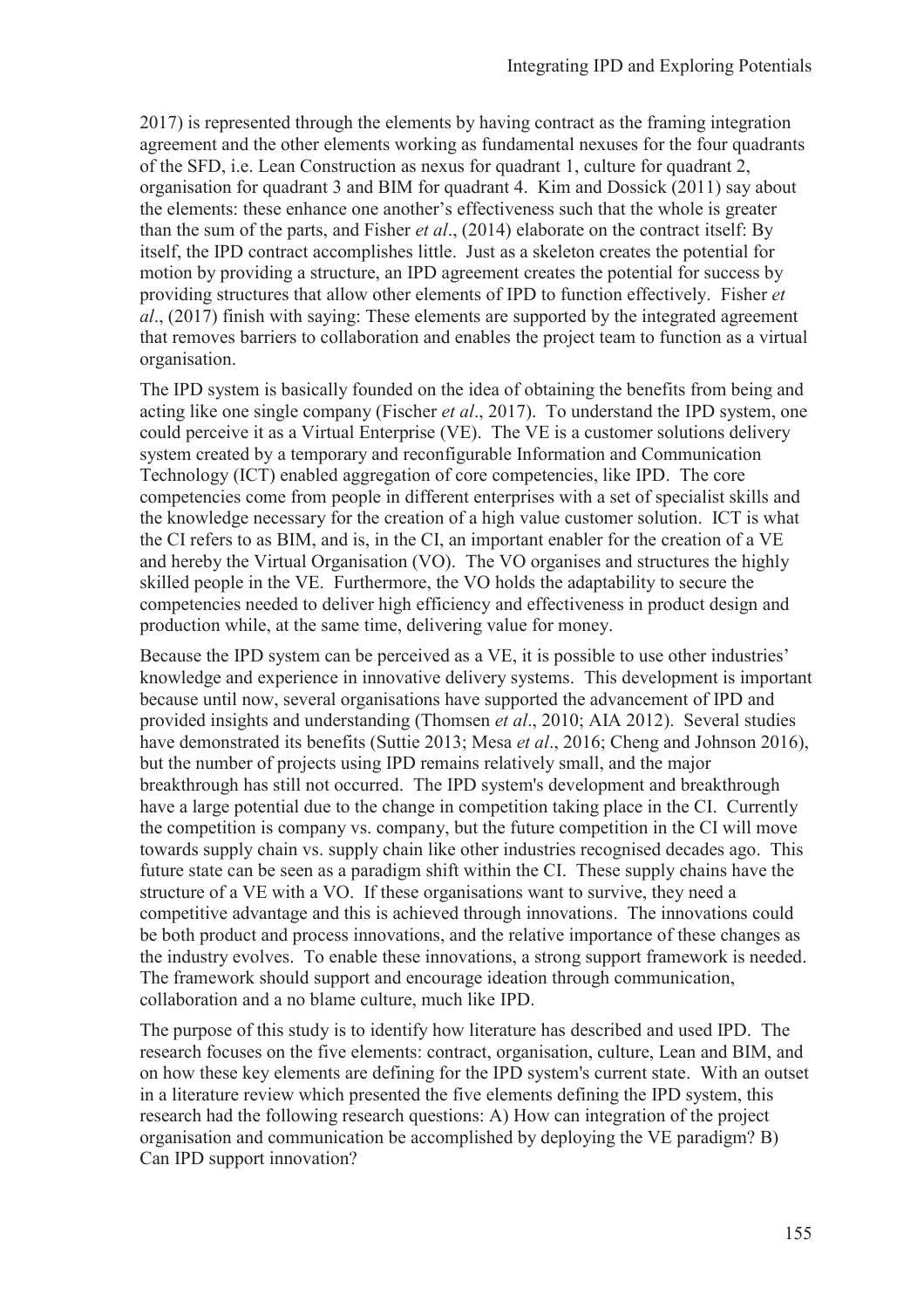2017) is represented through the elements by having contract as the framing integration agreement and the other elements working as fundamental nexuses for the four quadrants of the SFD, i.e. Lean Construction as nexus for quadrant 1, culture for quadrant 2, organisation for quadrant 3 and BIM for quadrant 4. Kim and Dossick (2011) say about the elements: these enhance one another's effectiveness such that the whole is greater than the sum of the parts, and Fisher *et al*., (2014) elaborate on the contract itself: By itself, the IPD contract accomplishes little. Just as a skeleton creates the potential for motion by providing a structure, an IPD agreement creates the potential for success by providing structures that allow other elements of IPD to function effectively. Fisher *et al*., (2017) finish with saying: These elements are supported by the integrated agreement that removes barriers to collaboration and enables the project team to function as a virtual organisation.

The IPD system is basically founded on the idea of obtaining the benefits from being and acting like one single company (Fischer *et al*., 2017). To understand the IPD system, one could perceive it as a Virtual Enterprise (VE). The VE is a customer solutions delivery system created by a temporary and reconfigurable Information and Communication Technology (ICT) enabled aggregation of core competencies, like IPD. The core competencies come from people in different enterprises with a set of specialist skills and the knowledge necessary for the creation of a high value customer solution. ICT is what the CI refers to as BIM, and is, in the CI, an important enabler for the creation of a VE and hereby the Virtual Organisation (VO). The VO organises and structures the highly skilled people in the VE. Furthermore, the VO holds the adaptability to secure the competencies needed to deliver high efficiency and effectiveness in product design and production while, at the same time, delivering value for money.

Because the IPD system can be perceived as a VE, it is possible to use other industries' knowledge and experience in innovative delivery systems. This development is important because until now, several organisations have supported the advancement of IPD and provided insights and understanding (Thomsen *et al*., 2010; AIA 2012). Several studies have demonstrated its benefits (Suttie 2013; Mesa *et al*., 2016; Cheng and Johnson 2016), but the number of projects using IPD remains relatively small, and the major breakthrough has still not occurred. The IPD system's development and breakthrough have a large potential due to the change in competition taking place in the CI. Currently the competition is company vs. company, but the future competition in the CI will move towards supply chain vs. supply chain like other industries recognised decades ago. This future state can be seen as a paradigm shift within the CI. These supply chains have the structure of a VE with a VO. If these organisations want to survive, they need a competitive advantage and this is achieved through innovations. The innovations could be both product and process innovations, and the relative importance of these changes as the industry evolves. To enable these innovations, a strong support framework is needed. The framework should support and encourage ideation through communication, collaboration and a no blame culture, much like IPD.

The purpose of this study is to identify how literature has described and used IPD. The research focuses on the five elements: contract, organisation, culture, Lean and BIM, and on how these key elements are defining for the IPD system's current state. With an outset in a literature review which presented the five elements defining the IPD system, this research had the following research questions: A) How can integration of the project organisation and communication be accomplished by deploying the VE paradigm? B) Can IPD support innovation?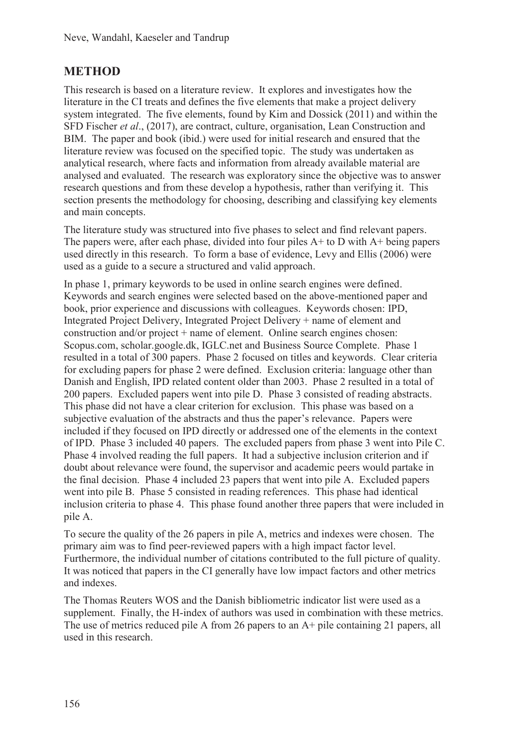## METHOD

This research is based on a literature review. It explores and investigates how the literature in the CI treats and defines the five elements that make a project delivery system integrated. The five elements, found by Kim and Dossick (2011) and within the SFD Fischer *et al*., (2017), are contract, culture, organisation, Lean Construction and BIM. The paper and book (ibid.) were used for initial research and ensured that the literature review was focused on the specified topic. The study was undertaken as analytical research, where facts and information from already available material are analysed and evaluated. The research was exploratory since the objective was to answer research questions and from these develop a hypothesis, rather than verifying it. This section presents the methodology for choosing, describing and classifying key elements and main concepts.

The literature study was structured into five phases to select and find relevant papers. The papers were, after each phase, divided into four piles A+ to D with A+ being papers used directly in this research. To form a base of evidence, Levy and Ellis (2006) were used as a guide to a secure a structured and valid approach.

In phase 1, primary keywords to be used in online search engines were defined. Keywords and search engines were selected based on the above-mentioned paper and book, prior experience and discussions with colleagues. Keywords chosen: IPD, Integrated Project Delivery, Integrated Project Delivery + name of element and construction and/or project + name of element. Online search engines chosen: Scopus.com, scholar.google.dk, IGLC.net and Business Source Complete. Phase 1 resulted in a total of 300 papers. Phase 2 focused on titles and keywords. Clear criteria for excluding papers for phase 2 were defined. Exclusion criteria: language other than Danish and English, IPD related content older than 2003. Phase 2 resulted in a total of 200 papers. Excluded papers went into pile D. Phase 3 consisted of reading abstracts. This phase did not have a clear criterion for exclusion. This phase was based on a subjective evaluation of the abstracts and thus the paper's relevance. Papers were included if they focused on IPD directly or addressed one of the elements in the context of IPD. Phase 3 included 40 papers. The excluded papers from phase 3 went into Pile C. Phase 4 involved reading the full papers. It had a subjective inclusion criterion and if doubt about relevance were found, the supervisor and academic peers would partake in the final decision. Phase 4 included 23 papers that went into pile A. Excluded papers went into pile B. Phase 5 consisted in reading references. This phase had identical inclusion criteria to phase 4. This phase found another three papers that were included in pile A.

To secure the quality of the 26 papers in pile A, metrics and indexes were chosen. The primary aim was to find peer-reviewed papers with a high impact factor level. Furthermore, the individual number of citations contributed to the full picture of quality. It was noticed that papers in the CI generally have low impact factors and other metrics and indexes.

The Thomas Reuters WOS and the Danish bibliometric indicator list were used as a supplement. Finally, the H-index of authors was used in combination with these metrics. The use of metrics reduced pile A from 26 papers to an A+ pile containing 21 papers, all used in this research.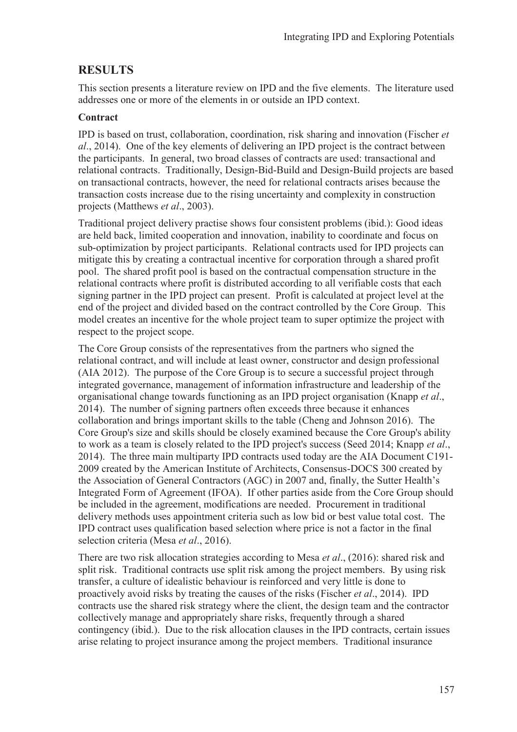## RESULTS

This section presents a literature review on IPD and the five elements. The literature used addresses one or more of the elements in or outside an IPD context.

### Contract

IPD is based on trust, collaboration, coordination, risk sharing and innovation (Fischer *et al*., 2014). One of the key elements of delivering an IPD project is the contract between the participants. In general, two broad classes of contracts are used: transactional and relational contracts. Traditionally, Design-Bid-Build and Design-Build projects are based on transactional contracts, however, the need for relational contracts arises because the transaction costs increase due to the rising uncertainty and complexity in construction projects (Matthews *et al*., 2003).

Traditional project delivery practise shows four consistent problems (ibid.): Good ideas are held back, limited cooperation and innovation, inability to coordinate and focus on sub-optimization by project participants. Relational contracts used for IPD projects can mitigate this by creating a contractual incentive for corporation through a shared profit pool. The shared profit pool is based on the contractual compensation structure in the relational contracts where profit is distributed according to all verifiable costs that each signing partner in the IPD project can present. Profit is calculated at project level at the end of the project and divided based on the contract controlled by the Core Group. This model creates an incentive for the whole project team to super optimize the project with respect to the project scope.

The Core Group consists of the representatives from the partners who signed the relational contract, and will include at least owner, constructor and design professional (AIA 2012). The purpose of the Core Group is to secure a successful project through integrated governance, management of information infrastructure and leadership of the organisational change towards functioning as an IPD project organisation (Knapp *et al*., 2014). The number of signing partners often exceeds three because it enhances collaboration and brings important skills to the table (Cheng and Johnson 2016). The Core Group's size and skills should be closely examined because the Core Group's ability to work as a team is closely related to the IPD project's success (Seed 2014; Knapp *et al*., 2014). The three main multiparty IPD contracts used today are the AIA Document C191-2009 created by the American Institute of Architects, Consensus-DOCS 300 created by the Association of General Contractors (AGC) in 2007 and, finally, the Sutter Health's Integrated Form of Agreement (IFOA). If other parties aside from the Core Group should be included in the agreement, modifications are needed. Procurement in traditional delivery methods uses appointment criteria such as low bid or best value total cost. The IPD contract uses qualification based selection where price is not a factor in the final selection criteria (Mesa *et al*., 2016).

There are two risk allocation strategies according to Mesa *et al*., (2016): shared risk and split risk. Traditional contracts use split risk among the project members. By using risk transfer, a culture of idealistic behaviour is reinforced and very little is done to proactively avoid risks by treating the causes of the risks (Fischer *et al*., 2014). IPD contracts use the shared risk strategy where the client, the design team and the contractor collectively manage and appropriately share risks, frequently through a shared contingency (ibid.). Due to the risk allocation clauses in the IPD contracts, certain issues arise relating to project insurance among the project members. Traditional insurance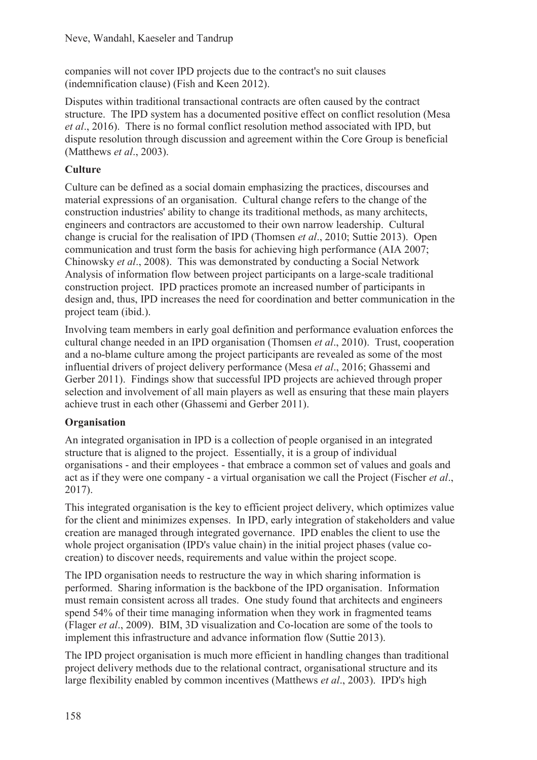companies will not cover IPD projects due to the contract's no suit clauses (indemnification clause) (Fish and Keen 2012).

Disputes within traditional transactional contracts are often caused by the contract structure. The IPD system has a documented positive effect on conflict resolution (Mesa *et al*., 2016). There is no formal conflict resolution method associated with IPD, but dispute resolution through discussion and agreement within the Core Group is beneficial (Matthews *et al*., 2003).

**Culture**

Culture can be defined as a social domain emphasizing the practices, discourses and material expressions of an organisation. Cultural change refers to the change of the construction industries' ability to change its traditional methods, as many architects, engineers and contractors are accustomed to their own narrow leadership. Cultural change is crucial for the realisation of IPD (Thomsen *et al*., 2010; Suttie 2013). Open communication and trust form the basis for achieving high performance (AIA 2007; Chinowsky *et al*., 2008). This was demonstrated by conducting a Social Network Analysis of information flow between project participants on a large-scale traditional construction project. IPD practices promote an increased number of participants in design and, thus, IPD increases the need for coordination and better communication in the project team (ibid.).

Involving team members in early goal definition and performance evaluation enforces the cultural change needed in an IPD organisation (Thomsen *et al*., 2010). Trust, cooperation and a no-blame culture among the project participants are revealed as some of the most influential drivers of project delivery performance (Mesa *et al*., 2016; Ghassemi and Gerber 2011). Findings show that successful IPD projects are achieved through proper selection and involvement of all main players as well as ensuring that these main players achieve trust in each other (Ghassemi and Gerber 2011).

**Organisation**

An integrated organisation in IPD is a collection of people organised in an integrated structure that is aligned to the project. Essentially, it is a group of individual organisations - and their employees - that embrace a common set of values and goals and act as if they were one company - a virtual organisation we call the Project (Fischer *et al*., 2017).

This integrated organisation is the key to efficient project delivery, which optimizes value for the client and minimizes expenses. In IPD, early integration of stakeholders and value creation are managed through integrated governance. IPD enables the client to use the whole project organisation (IPD's value chain) in the initial project phases (value co-creation) to discover needs, requirements and value within the project scope.

The IPD organisation needs to restructure the way in which sharing information is performed. Sharing information is the backbone of the IPD organisation. Information must remain consistent across all trades. One study found that architects and engineers spend 54% of their time managing information when they work in fragmented teams (Flager *et al*., 2009). BIM, 3D visualization and Co-location are some of the tools to implement this infrastructure and advance information flow (Suttie 2013).

The IPD project organisation is much more efficient in handling changes than traditional project delivery methods due to the relational contract, organisational structure and its large flexibility enabled by common incentives (Matthews *et al*., 2003). IPD's high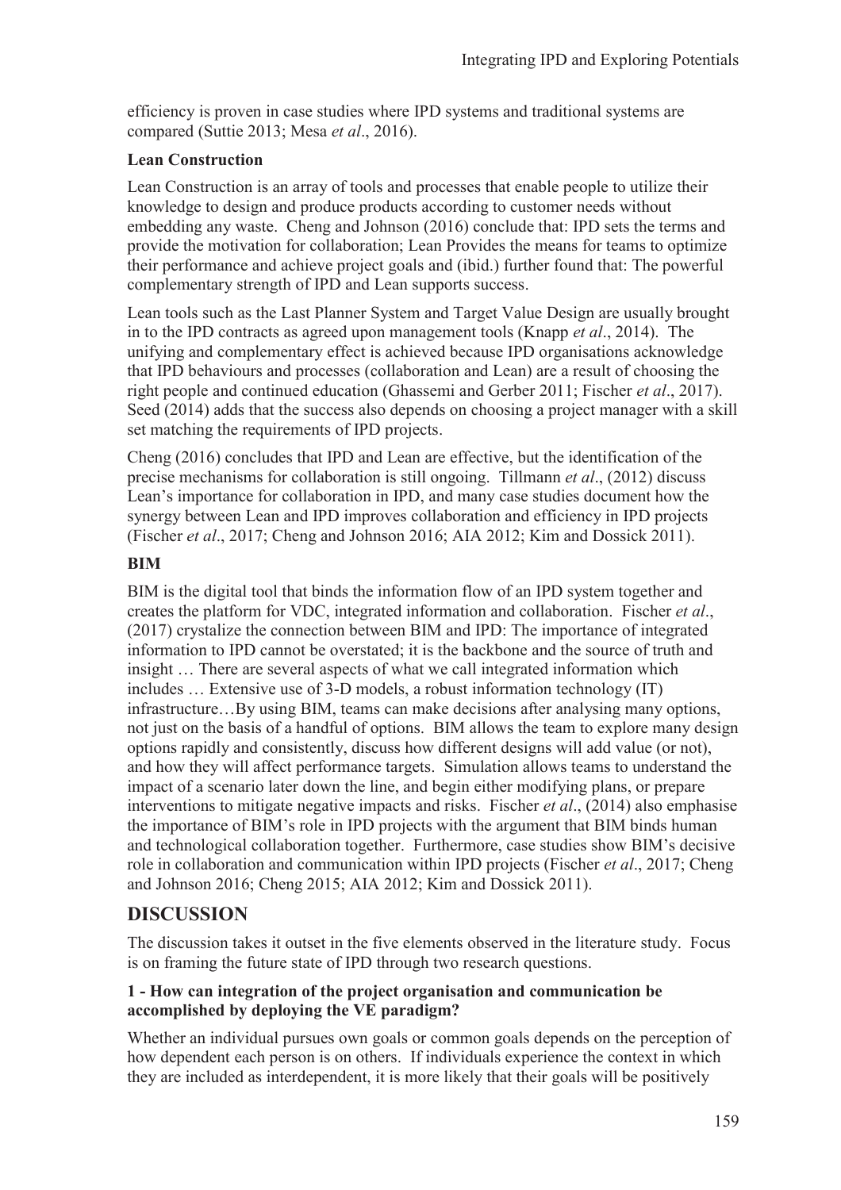efficiency is proven in case studies where IPD systems and traditional systems are compared (Suttie 2013; Mesa *et al*., 2016).

### Lean Construction

Lean Construction is an array of tools and processes that enable people to utilize their knowledge to design and produce products according to customer needs without embedding any waste. Cheng and Johnson (2016) conclude that: IPD sets the terms and provide the motivation for collaboration; Lean Provides the means for teams to optimize their performance and achieve project goals and (ibid.) further found that: The powerful complementary strength of IPD and Lean supports success.

Lean tools such as the Last Planner System and Target Value Design are usually brought in to the IPD contracts as agreed upon management tools (Knapp *et al*., 2014). The unifying and complementary effect is achieved because IPD organisations acknowledge that IPD behaviours and processes (collaboration and Lean) are a result of choosing the right people and continued education (Ghassemi and Gerber 2011; Fischer *et al*., 2017). Seed (2014) adds that the success also depends on choosing a project manager with a skill set matching the requirements of IPD projects.

Cheng (2016) concludes that IPD and Lean are effective, but the identification of the precise mechanisms for collaboration is still ongoing. Tillmann *et al*., (2012) discuss Lean's importance for collaboration in IPD, and many case studies document how the synergy between Lean and IPD improves collaboration and efficiency in IPD projects (Fischer *et al*., 2017; Cheng and Johnson 2016; AIA 2012; Kim and Dossick 2011).

### BIM

BIM is the digital tool that binds the information flow of an IPD system together and creates the platform for VDC, integrated information and collaboration. Fischer *et al*., (2017) crystalize the connection between BIM and IPD: The importance of integrated information to IPD cannot be overstated; it is the backbone and the source of truth and insight … There are several aspects of what we call integrated information which includes … Extensive use of 3-D models, a robust information technology (IT) infrastructure…By using BIM, teams can make decisions after analysing many options, not just on the basis of a handful of options. BIM allows the team to explore many design options rapidly and consistently, discuss how different designs will add value (or not), and how they will affect performance targets. Simulation allows teams to understand the impact of a scenario later down the line, and begin either modifying plans, or prepare interventions to mitigate negative impacts and risks. Fischer *et al*., (2014) also emphasise the importance of BIM's role in IPD projects with the argument that BIM binds human and technological collaboration together. Furthermore, case studies show BIM's decisive role in collaboration and communication within IPD projects (Fischer *et al*., 2017; Cheng and Johnson 2016; Cheng 2015; AIA 2012; Kim and Dossick 2011).

## DISCUSSION

The discussion takes it outset in the five elements observed in the literature study. Focus is on framing the future state of IPD through two research questions.

### 1 - How can integration of the project organisation and communication be accomplished by deploying the VE paradigm?

Whether an individual pursues own goals or common goals depends on the perception of how dependent each person is on others. If individuals experience the context in which they are included as interdependent, it is more likely that their goals will be positively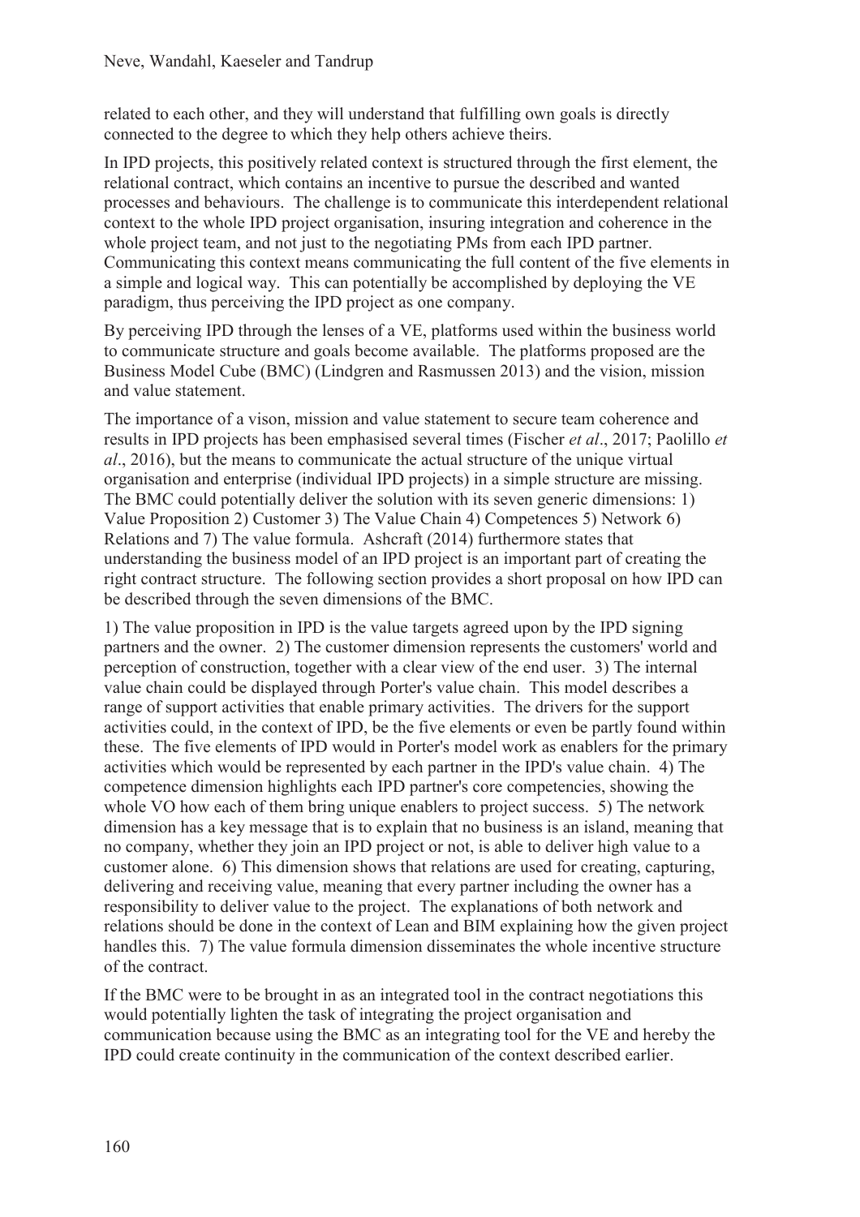related to each other, and they will understand that fulfilling own goals is directly connected to the degree to which they help others achieve theirs.

In IPD projects, this positively related context is structured through the first element, the relational contract, which contains an incentive to pursue the described and wanted processes and behaviours. The challenge is to communicate this interdependent relational context to the whole IPD project organisation, insuring integration and coherence in the whole project team, and not just to the negotiating PMs from each IPD partner. Communicating this context means communicating the full content of the five elements in a simple and logical way. This can potentially be accomplished by deploying the VE paradigm, thus perceiving the IPD project as one company.

By perceiving IPD through the lenses of a VE, platforms used within the business world to communicate structure and goals become available. The platforms proposed are the Business Model Cube (BMC) (Lindgren and Rasmussen 2013) and the vision, mission and value statement.

The importance of a vison, mission and value statement to secure team coherence and results in IPD projects has been emphasised several times (Fischer *et al*., 2017; Paolillo *et al*., 2016), but the means to communicate the actual structure of the unique virtual organisation and enterprise (individual IPD projects) in a simple structure are missing. The BMC could potentially deliver the solution with its seven generic dimensions: 1) Value Proposition 2) Customer 3) The Value Chain 4) Competences 5) Network 6) Relations and 7) The value formula. Ashcraft (2014) furthermore states that understanding the business model of an IPD project is an important part of creating the right contract structure. The following section provides a short proposal on how IPD can be described through the seven dimensions of the BMC.

1) The value proposition in IPD is the value targets agreed upon by the IPD signing partners and the owner. 2) The customer dimension represents the customers' world and perception of construction, together with a clear view of the end user. 3) The internal value chain could be displayed through Porter's value chain. This model describes a range of support activities that enable primary activities. The drivers for the support activities could, in the context of IPD, be the five elements or even be partly found within these. The five elements of IPD would in Porter's model work as enablers for the primary activities which would be represented by each partner in the IPD's value chain. 4) The competence dimension highlights each IPD partner's core competencies, showing the whole VO how each of them bring unique enablers to project success. 5) The network dimension has a key message that is to explain that no business is an island, meaning that no company, whether they join an IPD project or not, is able to deliver high value to a customer alone. 6) This dimension shows that relations are used for creating, capturing, delivering and receiving value, meaning that every partner including the owner has a responsibility to deliver value to the project. The explanations of both network and relations should be done in the context of Lean and BIM explaining how the given project handles this. 7) The value formula dimension disseminates the whole incentive structure of the contract.

If the BMC were to be brought in as an integrated tool in the contract negotiations this would potentially lighten the task of integrating the project organisation and communication because using the BMC as an integrating tool for the VE and hereby the IPD could create continuity in the communication of the context described earlier.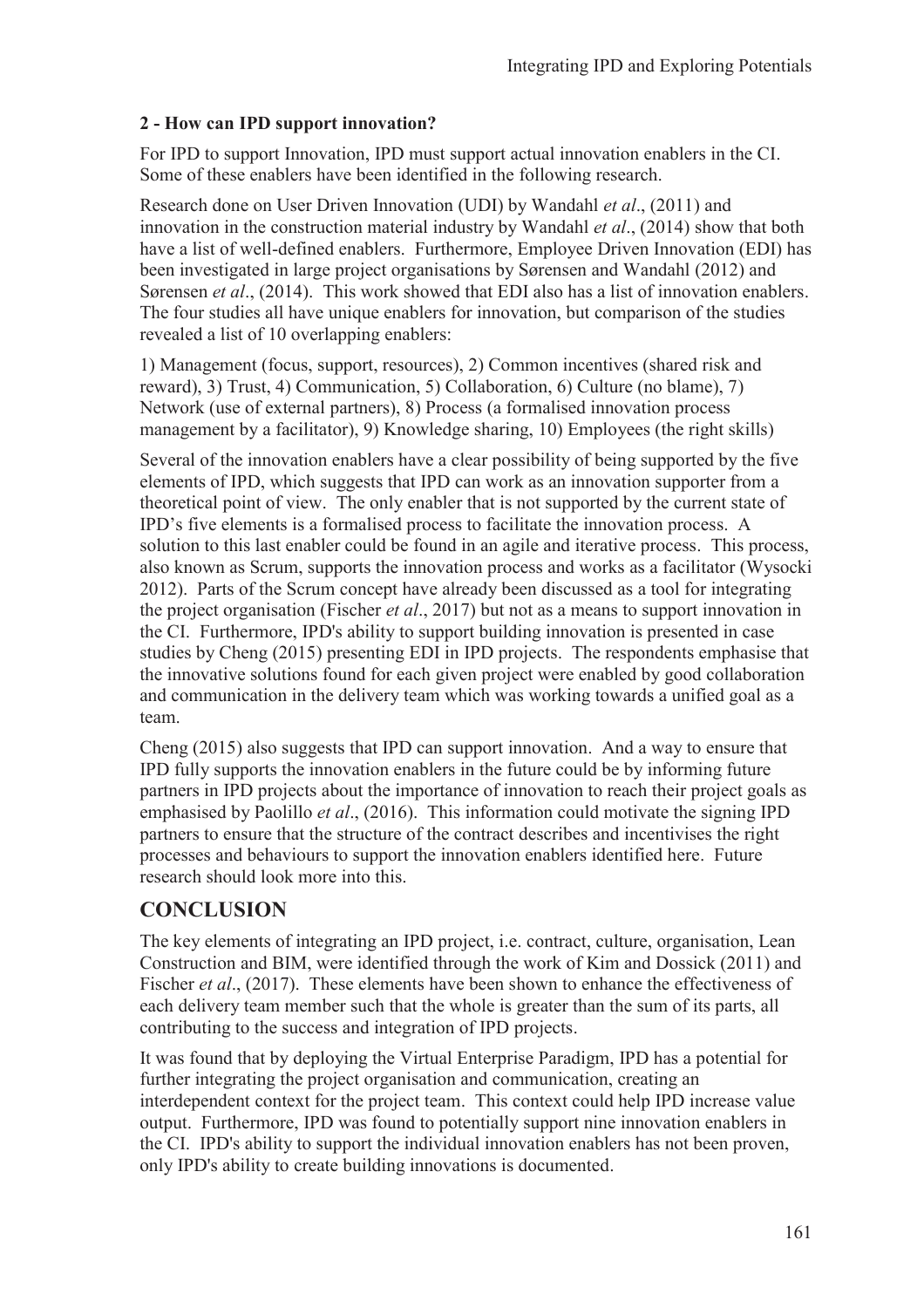### 2 - How can IPD support innovation?

For IPD to support Innovation, IPD must support actual innovation enablers in the CI. Some of these enablers have been identified in the following research.

Research done on User Driven Innovation (UDI) by Wandahl *et al*., (2011) and innovation in the construction material industry by Wandahl *et al*., (2014) show that both have a list of well-defined enablers. Furthermore, Employee Driven Innovation (EDI) has been investigated in large project organisations by Sørensen and Wandahl (2012) and Sørensen *et al*., (2014). This work showed that EDI also has a list of innovation enablers. The four studies all have unique enablers for innovation, but comparison of the studies revealed a list of 10 overlapping enablers:

1) Management (focus, support, resources), 2) Common incentives (shared risk and reward), 3) Trust, 4) Communication, 5) Collaboration, 6) Culture (no blame), 7) Network (use of external partners), 8) Process (a formalised innovation process management by a facilitator), 9) Knowledge sharing, 10) Employees (the right skills)

Several of the innovation enablers have a clear possibility of being supported by the five elements of IPD, which suggests that IPD can work as an innovation supporter from a theoretical point of view. The only enabler that is not supported by the current state of IPD's five elements is a formalised process to facilitate the innovation process. A solution to this last enabler could be found in an agile and iterative process. This process, also known as Scrum, supports the innovation process and works as a facilitator (Wysocki 2012). Parts of the Scrum concept have already been discussed as a tool for integrating the project organisation (Fischer *et al*., 2017) but not as a means to support innovation in the CI. Furthermore, IPD's ability to support building innovation is presented in case studies by Cheng (2015) presenting EDI in IPD projects. The respondents emphasise that the innovative solutions found for each given project were enabled by good collaboration and communication in the delivery team which was working towards a unified goal as a team.

Cheng (2015) also suggests that IPD can support innovation. And a way to ensure that IPD fully supports the innovation enablers in the future could be by informing future partners in IPD projects about the importance of innovation to reach their project goals as emphasised by Paolillo *et al*., (2016). This information could motivate the signing IPD partners to ensure that the structure of the contract describes and incentivises the right processes and behaviours to support the innovation enablers identified here. Future research should look more into this.

## CONCLUSION

The key elements of integrating an IPD project, i.e. contract, culture, organisation, Lean Construction and BIM, were identified through the work of Kim and Dossick (2011) and Fischer *et al*., (2017). These elements have been shown to enhance the effectiveness of each delivery team member such that the whole is greater than the sum of its parts, all contributing to the success and integration of IPD projects.

It was found that by deploying the Virtual Enterprise Paradigm, IPD has a potential for further integrating the project organisation and communication, creating an interdependent context for the project team. This context could help IPD increase value output. Furthermore, IPD was found to potentially support nine innovation enablers in the CI. IPD's ability to support the individual innovation enablers has not been proven, only IPD's ability to create building innovations is documented.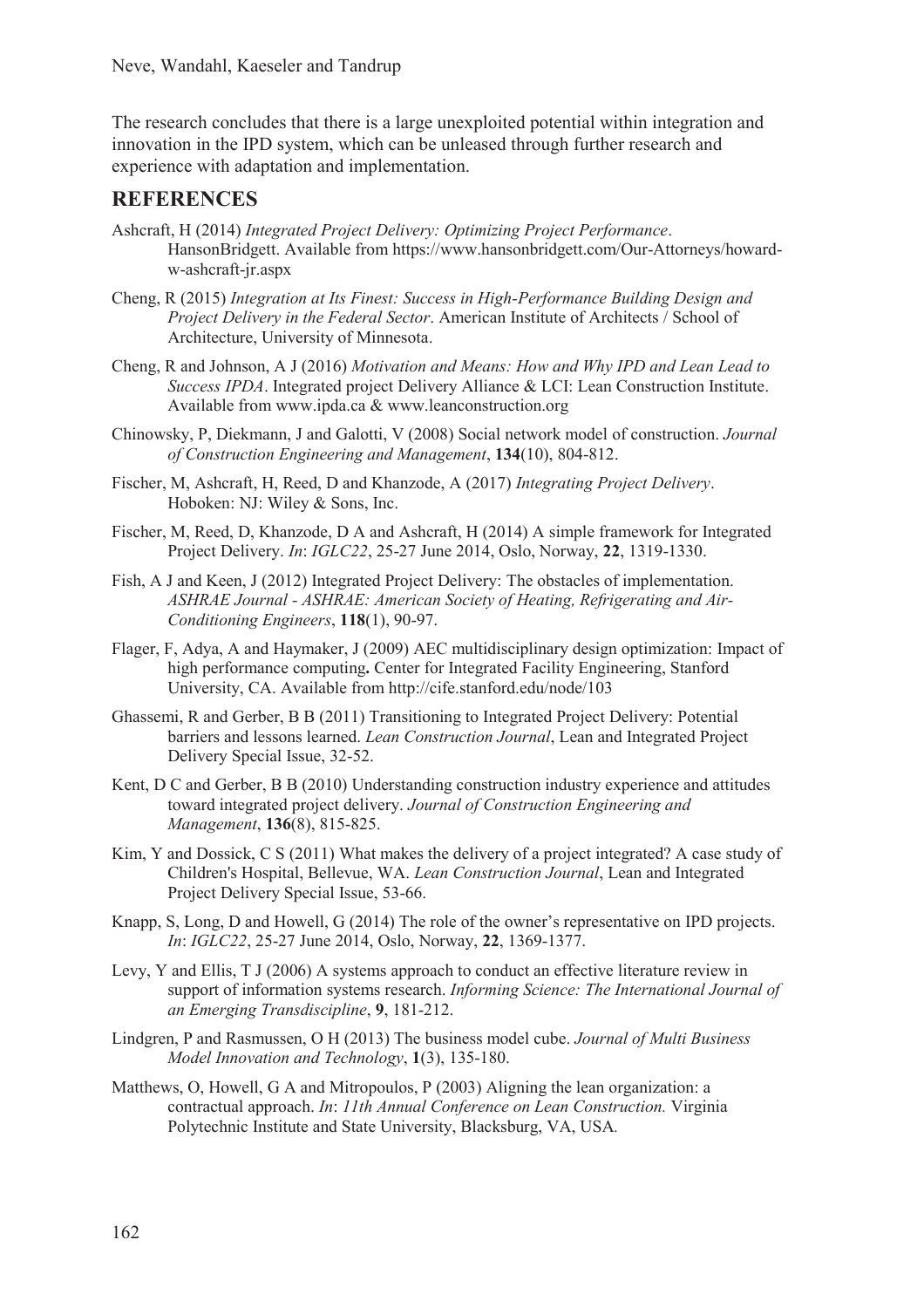The research concludes that there is a large unexploited potential within integration and innovation in the IPD system, which can be unleased through further research and experience with adaptation and implementation.

## REFERENCES

Ashcraft, H (2014) *Integrated Project Delivery: Optimizing Project Performance*. HansonBridgett. Available from https://www.hansonbridgett.com/Our-Attorneys/howard-w-ashcraft-jr.aspx

Cheng, R (2015) *Integration at Its Finest: Success in High-Performance Building Design and Project Delivery in the Federal Sector*. American Institute of Architects / School of Architecture, University of Minnesota.

Cheng, R and Johnson, A J (2016) *Motivation and Means: How and Why IPD and Lean Lead to Success IPDA*. Integrated project Delivery Alliance & LCI: Lean Construction Institute. Available from www.ipda.ca & www.leanconstruction.org

Chinowsky, P, Diekmann, J and Galotti, V (2008) Social network model of construction. *Journal of Construction Engineering and Management*, **134**(10), 804-812.

Fischer, M, Ashcraft, H, Reed, D and Khanzode, A (2017) *Integrating Project Delivery*. Hoboken: NJ: Wiley & Sons, Inc.

Fischer, M, Reed, D, Khanzode, D A and Ashcraft, H (2014) A simple framework for Integrated Project Delivery. *In*: *IGLC22*, 25-27 June 2014, Oslo, Norway, **22**, 1319-1330.

Fish, A J and Keen, J (2012) Integrated Project Delivery: The obstacles of implementation. *ASHRAE Journal - ASHRAE: American Society of Heating, Refrigerating and Air-Conditioning Engineers*, **118**(1), 90-97.

Flager, F, Adya, A and Haymaker, J (2009) AEC multidisciplinary design optimization: Impact of high performance computing**.** Center for Integrated Facility Engineering, Stanford University, CA. Available from http://cife.stanford.edu/node/103

Ghassemi, R and Gerber, B B (2011) Transitioning to Integrated Project Delivery: Potential barriers and lessons learned. *Lean Construction Journal*, Lean and Integrated Project Delivery Special Issue, 32-52.

Kent, D C and Gerber, B B (2010) Understanding construction industry experience and attitudes toward integrated project delivery. *Journal of Construction Engineering and Management*, **136**(8), 815-825.

Kim, Y and Dossick, C S (2011) What makes the delivery of a project integrated? A case study of Children's Hospital, Bellevue, WA. *Lean Construction Journal*, Lean and Integrated Project Delivery Special Issue, 53-66.

Knapp, S, Long, D and Howell, G (2014) The role of the owner's representative on IPD projects. *In*: *IGLC22*, 25-27 June 2014, Oslo, Norway, **22**, 1369-1377.

Levy, Y and Ellis, T J (2006) A systems approach to conduct an effective literature review in support of information systems research. *Informing Science: The International Journal of an Emerging Transdiscipline*, **9**, 181-212.

Lindgren, P and Rasmussen, O H (2013) The business model cube. *Journal of Multi Business Model Innovation and Technology*, **1**(3), 135-180.

Matthews, O, Howell, G A and Mitropoulos, P (2003) Aligning the lean organization: a contractual approach. *In*: *11th Annual Conference on Lean Construction.* Virginia Polytechnic Institute and State University, Blacksburg, VA, USA*.*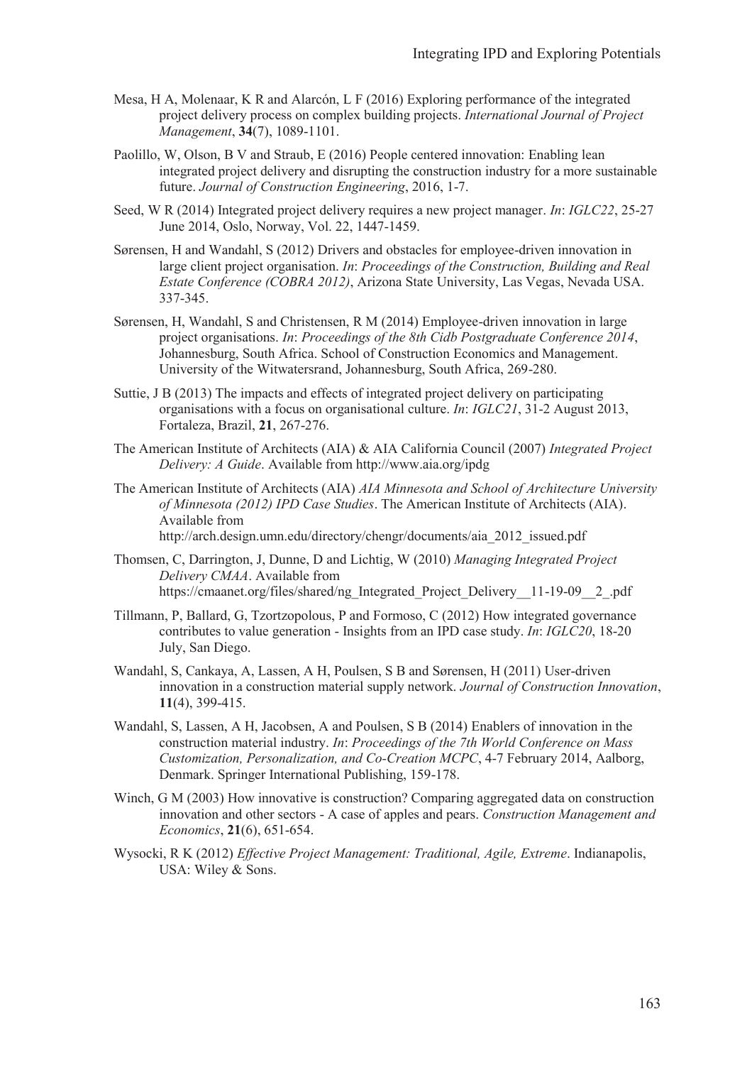Mesa, H A, Molenaar, K R and Alarcón, L F (2016) Exploring performance of the integrated project delivery process on complex building projects. *International Journal of Project Management*, **34**(7), 1089-1101.

Paolillo, W, Olson, B V and Straub, E (2016) People centered innovation: Enabling lean integrated project delivery and disrupting the construction industry for a more sustainable future. *Journal of Construction Engineering*, 2016, 1-7.

Seed, W R (2014) Integrated project delivery requires a new project manager. *In*: *IGLC22*, 25-27 June 2014, Oslo, Norway, Vol. 22, 1447-1459.

Sørensen, H and Wandahl, S (2012) Drivers and obstacles for employee-driven innovation in large client project organisation. *In*: *Proceedings of the Construction, Building and Real Estate Conference (COBRA 2012)*, Arizona State University, Las Vegas, Nevada USA. 337-345.

Sørensen, H, Wandahl, S and Christensen, R M (2014) Employee-driven innovation in large project organisations. *In*: *Proceedings of the 8th Cidb Postgraduate Conference 2014*, Johannesburg, South Africa. School of Construction Economics and Management. University of the Witwatersrand, Johannesburg, South Africa, 269-280.

Suttie, J B (2013) The impacts and effects of integrated project delivery on participating organisations with a focus on organisational culture. *In*: *IGLC21*, 31-2 August 2013, Fortaleza, Brazil, **21**, 267-276.

The American Institute of Architects (AIA) & AIA California Council (2007) *Integrated Project Delivery: A Guide*. Available from http://www.aia.org/ipdg

The American Institute of Architects (AIA) *AIA Minnesota and School of Architecture University of Minnesota (2012) IPD Case Studies*. The American Institute of Architects (AIA). Available from http://arch.design.umn.edu/directory/chengr/documents/aia_2012_issued.pdf

Thomsen, C, Darrington, J, Dunne, D and Lichtig, W (2010) *Managing Integrated Project Delivery CMAA*. Available from https://cmaanet.org/files/shared/ng_Integrated_Project_Delivery__11-19-09__2_.pdf

Tillmann, P, Ballard, G, Tzortzopolous, P and Formoso, C (2012) How integrated governance contributes to value generation - Insights from an IPD case study. *In*: *IGLC20*, 18-20 July, San Diego.

Wandahl, S, Cankaya, A, Lassen, A H, Poulsen, S B and Sørensen, H (2011) User-driven innovation in a construction material supply network. *Journal of Construction Innovation*, **11**(4), 399-415.

Wandahl, S, Lassen, A H, Jacobsen, A and Poulsen, S B (2014) Enablers of innovation in the construction material industry. *In*: *Proceedings of the 7th World Conference on Mass Customization, Personalization, and Co-Creation MCPC*, 4-7 February 2014, Aalborg, Denmark. Springer International Publishing, 159-178.

Winch, G M (2003) How innovative is construction? Comparing aggregated data on construction innovation and other sectors - A case of apples and pears. *Construction Management and Economics*, **21**(6), 651-654.

Wysocki, R K (2012) *Effective Project Management: Traditional, Agile, Extreme*. Indianapolis, USA: Wiley & Sons.